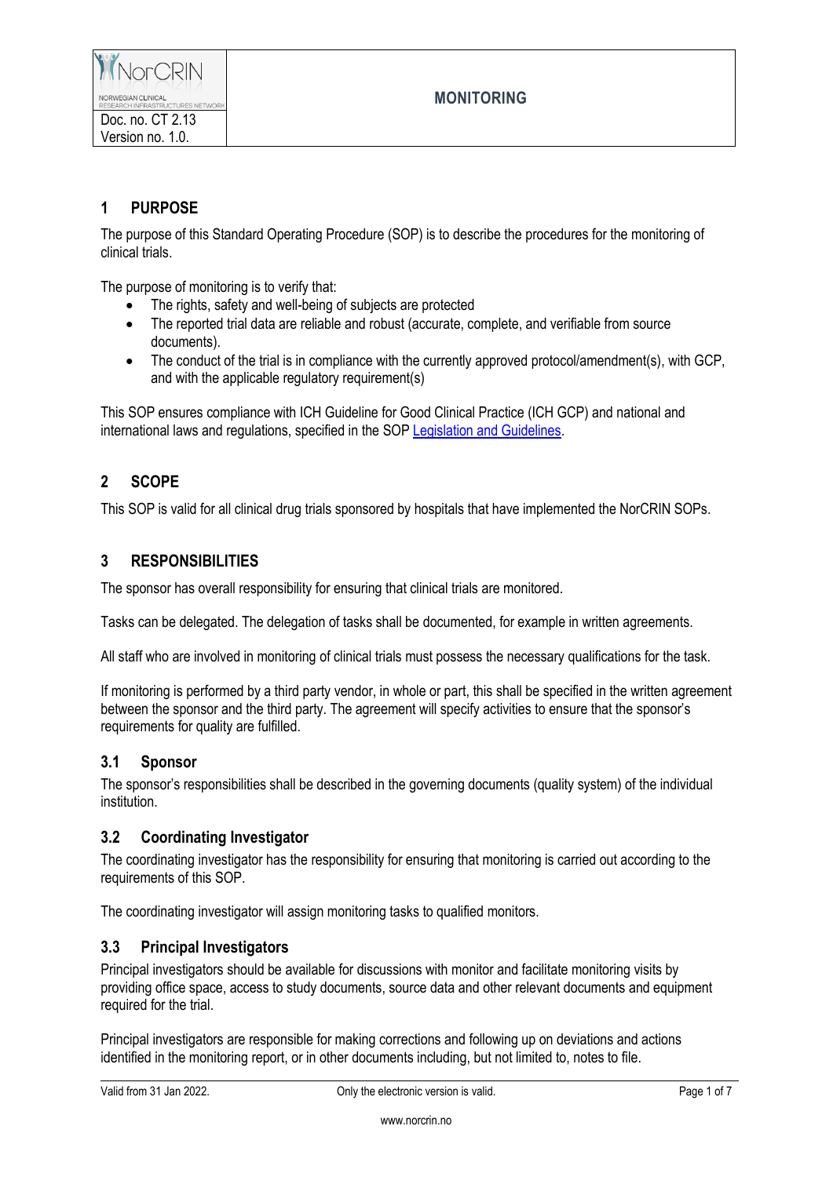| NorCRIN | MONITORING |
|---|---|
| Doc. no. CT 2.13<br>Version no. 1.0. | |

## 1 PURPOSE

The purpose of this Standard Operating Procedure (SOP) is to describe the procedures for the monitoring of clinical trials.

The purpose of monitoring is to verify that:

- The rights, safety and well-being of subjects are protected
- The reported trial data are reliable and robust (accurate, complete, and verifiable from source documents).
- The conduct of the trial is in compliance with the currently approved protocol/amendment(s), with GCP, and with the applicable regulatory requirement(s)

This SOP ensures compliance with ICH Guideline for Good Clinical Practice (ICH GCP) and national and international laws and regulations, specified in the SOP Legislation and Guidelines.

## 2 SCOPE

This SOP is valid for all clinical drug trials sponsored by hospitals that have implemented the NorCRIN SOPs.

## 3 RESPONSIBILITIES

The sponsor has overall responsibility for ensuring that clinical trials are monitored.

Tasks can be delegated. The delegation of tasks shall be documented, for example in written agreements.

All staff who are involved in monitoring of clinical trials must possess the necessary qualifications for the task.

If monitoring is performed by a third party vendor, in whole or part, this shall be specified in the written agreement between the sponsor and the third party. The agreement will specify activities to ensure that the sponsor's requirements for quality are fulfilled.

### 3.1 Sponsor

The sponsor's responsibilities shall be described in the governing documents (quality system) of the individual institution.

### 3.2 Coordinating Investigator

The coordinating investigator has the responsibility for ensuring that monitoring is carried out according to the requirements of this SOP.

The coordinating investigator will assign monitoring tasks to qualified monitors.

### 3.3 Principal Investigators

Principal investigators should be available for discussions with monitor and facilitate monitoring visits by providing office space, access to study documents, source data and other relevant documents and equipment required for the trial.

Principal investigators are responsible for making corrections and following up on deviations and actions identified in the monitoring report, or in other documents including, but not limited to, notes to file.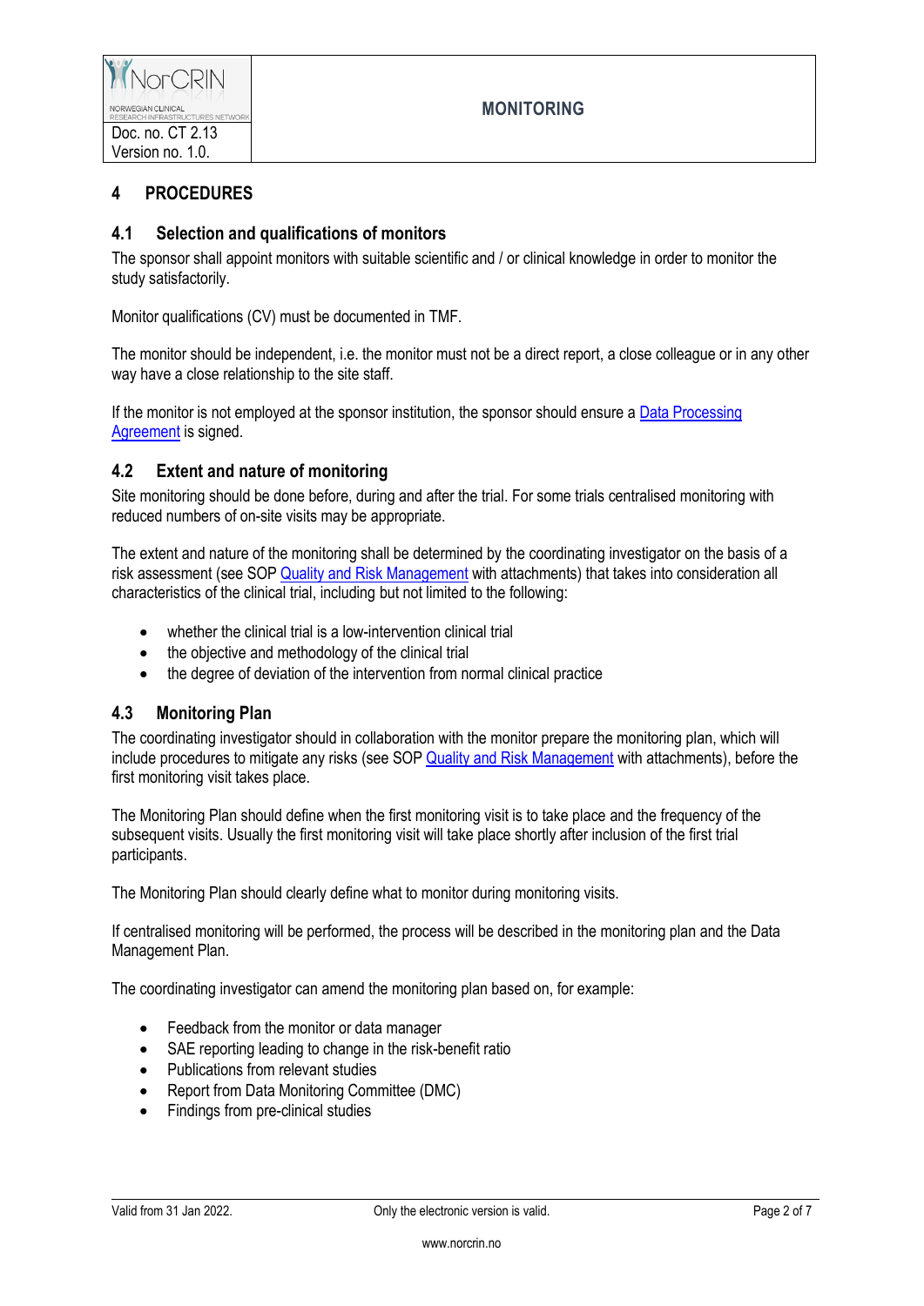# 4 PROCEDURES

## 4.1 Selection and qualifications of monitors

The sponsor shall appoint monitors with suitable scientific and / or clinical knowledge in order to monitor the study satisfactorily.

Monitor qualifications (CV) must be documented in TMF.

The monitor should be independent, i.e. the monitor must not be a direct report, a close colleague or in any other way have a close relationship to the site staff.

If the monitor is not employed at the sponsor institution, the sponsor should ensure a Data Processing Agreement is signed.

## 4.2 Extent and nature of monitoring

Site monitoring should be done before, during and after the trial. For some trials centralised monitoring with reduced numbers of on-site visits may be appropriate.

The extent and nature of the monitoring shall be determined by the coordinating investigator on the basis of a risk assessment (see SOP Quality and Risk Management with attachments) that takes into consideration all characteristics of the clinical trial, including but not limited to the following:

- whether the clinical trial is a low-intervention clinical trial
- the objective and methodology of the clinical trial
- the degree of deviation of the intervention from normal clinical practice

## 4.3 Monitoring Plan

The coordinating investigator should in collaboration with the monitor prepare the monitoring plan, which will include procedures to mitigate any risks (see SOP Quality and Risk Management with attachments), before the first monitoring visit takes place.

The Monitoring Plan should define when the first monitoring visit is to take place and the frequency of the subsequent visits. Usually the first monitoring visit will take place shortly after inclusion of the first trial participants.

The Monitoring Plan should clearly define what to monitor during monitoring visits.

If centralised monitoring will be performed, the process will be described in the monitoring plan and the Data Management Plan.

The coordinating investigator can amend the monitoring plan based on, for example:

- Feedback from the monitor or data manager
- SAE reporting leading to change in the risk-benefit ratio
- Publications from relevant studies
- Report from Data Monitoring Committee (DMC)
- Findings from pre-clinical studies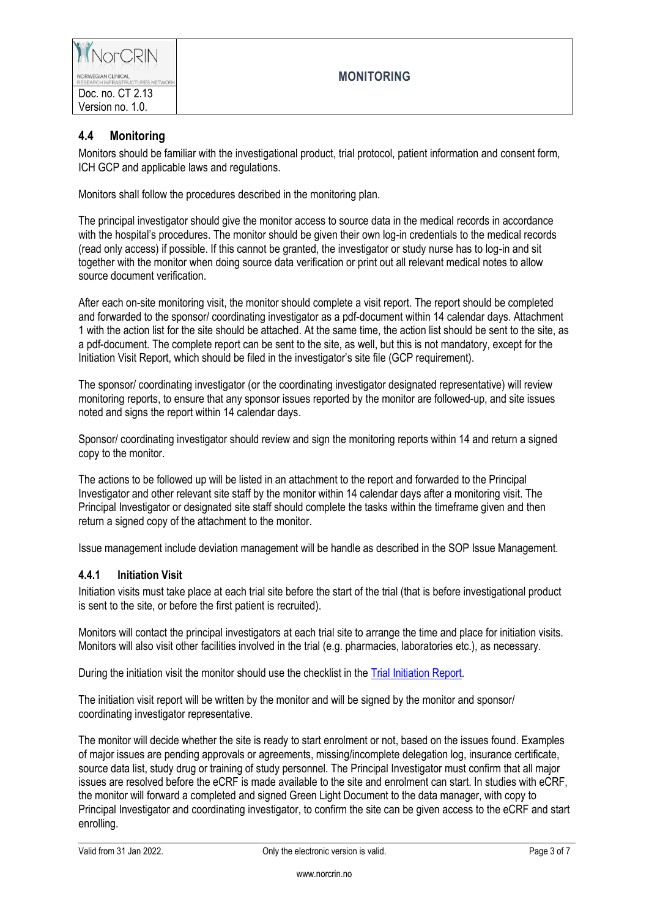## 4.4 Monitoring

Monitors should be familiar with the investigational product, trial protocol, patient information and consent form, ICH GCP and applicable laws and regulations.

Monitors shall follow the procedures described in the monitoring plan.

The principal investigator should give the monitor access to source data in the medical records in accordance with the hospital's procedures. The monitor should be given their own log-in credentials to the medical records (read only access) if possible. If this cannot be granted, the investigator or study nurse has to log-in and sit together with the monitor when doing source data verification or print out all relevant medical notes to allow source document verification.

After each on-site monitoring visit, the monitor should complete a visit report. The report should be completed and forwarded to the sponsor/ coordinating investigator as a pdf-document within 14 calendar days. Attachment 1 with the action list for the site should be attached. At the same time, the action list should be sent to the site, as a pdf-document. The complete report can be sent to the site, as well, but this is not mandatory, except for the Initiation Visit Report, which should be filed in the investigator's site file (GCP requirement).

The sponsor/ coordinating investigator (or the coordinating investigator designated representative) will review monitoring reports, to ensure that any sponsor issues reported by the monitor are followed-up, and site issues noted and signs the report within 14 calendar days.

Sponsor/ coordinating investigator should review and sign the monitoring reports within 14 and return a signed copy to the monitor.

The actions to be followed up will be listed in an attachment to the report and forwarded to the Principal Investigator and other relevant site staff by the monitor within 14 calendar days after a monitoring visit. The Principal Investigator or designated site staff should complete the tasks within the timeframe given and then return a signed copy of the attachment to the monitor.

Issue management include deviation management will be handle as described in the SOP Issue Management.

### 4.4.1 Initiation Visit

Initiation visits must take place at each trial site before the start of the trial (that is before investigational product is sent to the site, or before the first patient is recruited).

Monitors will contact the principal investigators at each trial site to arrange the time and place for initiation visits. Monitors will also visit other facilities involved in the trial (e.g. pharmacies, laboratories etc.), as necessary.

During the initiation visit the monitor should use the checklist in the Trial Initiation Report.

The initiation visit report will be written by the monitor and will be signed by the monitor and sponsor/ coordinating investigator representative.

The monitor will decide whether the site is ready to start enrolment or not, based on the issues found. Examples of major issues are pending approvals or agreements, missing/incomplete delegation log, insurance certificate, source data list, study drug or training of study personnel. The Principal Investigator must confirm that all major issues are resolved before the eCRF is made available to the site and enrolment can start. In studies with eCRF, the monitor will forward a completed and signed Green Light Document to the data manager, with copy to Principal Investigator and coordinating investigator, to confirm the site can be given access to the eCRF and start enrolling.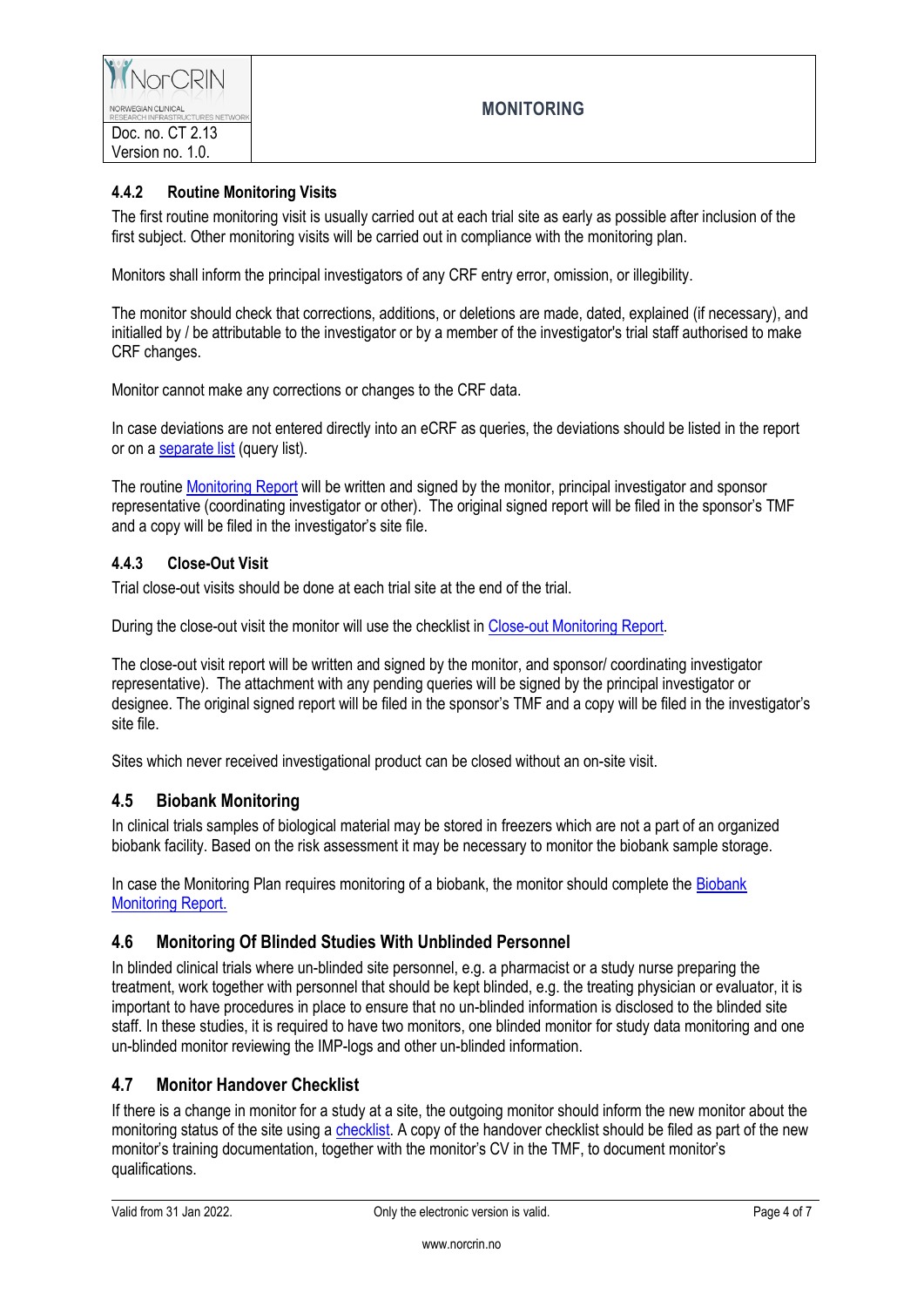#### 4.4.2 Routine Monitoring Visits

The first routine monitoring visit is usually carried out at each trial site as early as possible after inclusion of the first subject. Other monitoring visits will be carried out in compliance with the monitoring plan.

Monitors shall inform the principal investigators of any CRF entry error, omission, or illegibility.

The monitor should check that corrections, additions, or deletions are made, dated, explained (if necessary), and initialled by / be attributable to the investigator or by a member of the investigator's trial staff authorised to make CRF changes.

Monitor cannot make any corrections or changes to the CRF data.

In case deviations are not entered directly into an eCRF as queries, the deviations should be listed in the report or on a separate list (query list).

The routine Monitoring Report will be written and signed by the monitor, principal investigator and sponsor representative (coordinating investigator or other). The original signed report will be filed in the sponsor's TMF and a copy will be filed in the investigator's site file.

#### 4.4.3 Close-Out Visit

Trial close-out visits should be done at each trial site at the end of the trial.

During the close-out visit the monitor will use the checklist in Close-out Monitoring Report.

The close-out visit report will be written and signed by the monitor, and sponsor/ coordinating investigator representative). The attachment with any pending queries will be signed by the principal investigator or designee. The original signed report will be filed in the sponsor's TMF and a copy will be filed in the investigator's site file.

Sites which never received investigational product can be closed without an on-site visit.

### 4.5 Biobank Monitoring

In clinical trials samples of biological material may be stored in freezers which are not a part of an organized biobank facility. Based on the risk assessment it may be necessary to monitor the biobank sample storage.

In case the Monitoring Plan requires monitoring of a biobank, the monitor should complete the Biobank Monitoring Report.

### 4.6 Monitoring Of Blinded Studies With Unblinded Personnel

In blinded clinical trials where un-blinded site personnel, e.g. a pharmacist or a study nurse preparing the treatment, work together with personnel that should be kept blinded, e.g. the treating physician or evaluator, it is important to have procedures in place to ensure that no un-blinded information is disclosed to the blinded site staff. In these studies, it is required to have two monitors, one blinded monitor for study data monitoring and one un-blinded monitor reviewing the IMP-logs and other un-blinded information.

### 4.7 Monitor Handover Checklist

If there is a change in monitor for a study at a site, the outgoing monitor should inform the new monitor about the monitoring status of the site using a checklist. A copy of the handover checklist should be filed as part of the new monitor's training documentation, together with the monitor's CV in the TMF, to document monitor's qualifications.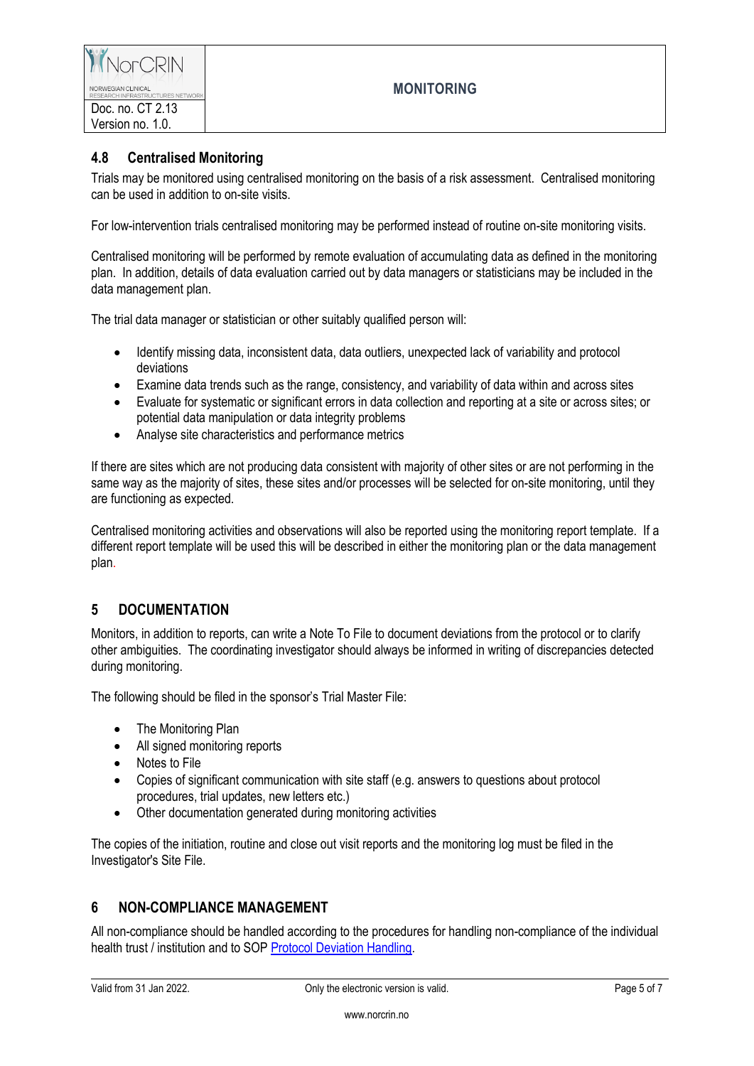## 4.8 Centralised Monitoring

Trials may be monitored using centralised monitoring on the basis of a risk assessment. Centralised monitoring can be used in addition to on-site visits.

For low-intervention trials centralised monitoring may be performed instead of routine on-site monitoring visits.

Centralised monitoring will be performed by remote evaluation of accumulating data as defined in the monitoring plan. In addition, details of data evaluation carried out by data managers or statisticians may be included in the data management plan.

The trial data manager or statistician or other suitably qualified person will:

- Identify missing data, inconsistent data, data outliers, unexpected lack of variability and protocol deviations
- Examine data trends such as the range, consistency, and variability of data within and across sites
- Evaluate for systematic or significant errors in data collection and reporting at a site or across sites; or potential data manipulation or data integrity problems
- Analyse site characteristics and performance metrics

If there are sites which are not producing data consistent with majority of other sites or are not performing in the same way as the majority of sites, these sites and/or processes will be selected for on-site monitoring, until they are functioning as expected.

Centralised monitoring activities and observations will also be reported using the monitoring report template. If a different report template will be used this will be described in either the monitoring plan or the data management plan.

# 5 DOCUMENTATION

Monitors, in addition to reports, can write a Note To File to document deviations from the protocol or to clarify other ambiguities. The coordinating investigator should always be informed in writing of discrepancies detected during monitoring.

The following should be filed in the sponsor's Trial Master File:

- The Monitoring Plan
- All signed monitoring reports
- Notes to File
- Copies of significant communication with site staff (e.g. answers to questions about protocol procedures, trial updates, new letters etc.)
- Other documentation generated during monitoring activities

The copies of the initiation, routine and close out visit reports and the monitoring log must be filed in the Investigator's Site File.

# 6 NON-COMPLIANCE MANAGEMENT

All non-compliance should be handled according to the procedures for handling non-compliance of the individual health trust / institution and to SOP Protocol Deviation Handling.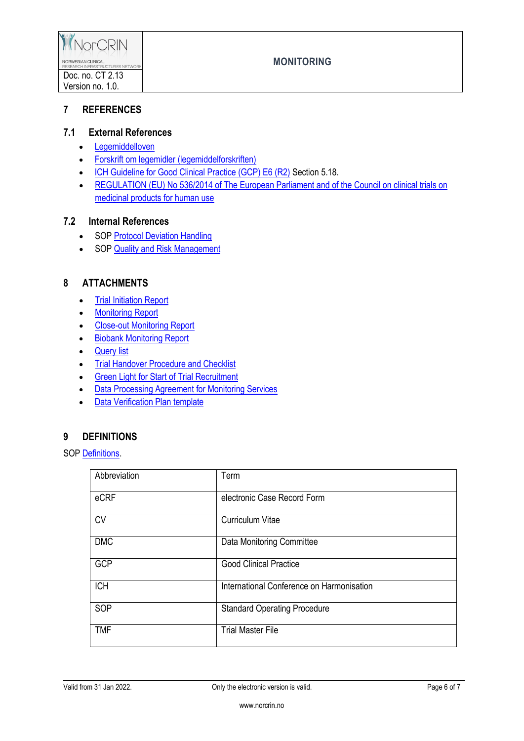## 7 REFERENCES

### 7.1 External References

- Legemiddelloven
- Forskrift om legemidler (legemiddelforskriften)
- ICH Guideline for Good Clinical Practice (GCP) E6 (R2) Section 5.18.
- REGULATION (EU) No 536/2014 of The European Parliament and of the Council on clinical trials on medicinal products for human use

### 7.2 Internal References

- SOP Protocol Deviation Handling
- SOP Quality and Risk Management

## 8 ATTACHMENTS

- Trial Initiation Report
- Monitoring Report
- Close-out Monitoring Report
- Biobank Monitoring Report
- Query list
- Trial Handover Procedure and Checklist
- Green Light for Start of Trial Recruitment
- Data Processing Agreement for Monitoring Services
- Data Verification Plan template

## 9 DEFINITIONS

SOP Definitions.

| Abbreviation | Term |
|---|---|
| eCRF | electronic Case Record Form |
| CV | Curriculum Vitae |
| DMC | Data Monitoring Committee |
| GCP | Good Clinical Practice |
| ICH | International Conference on Harmonisation |
| SOP | Standard Operating Procedure |
| TMF | Trial Master File |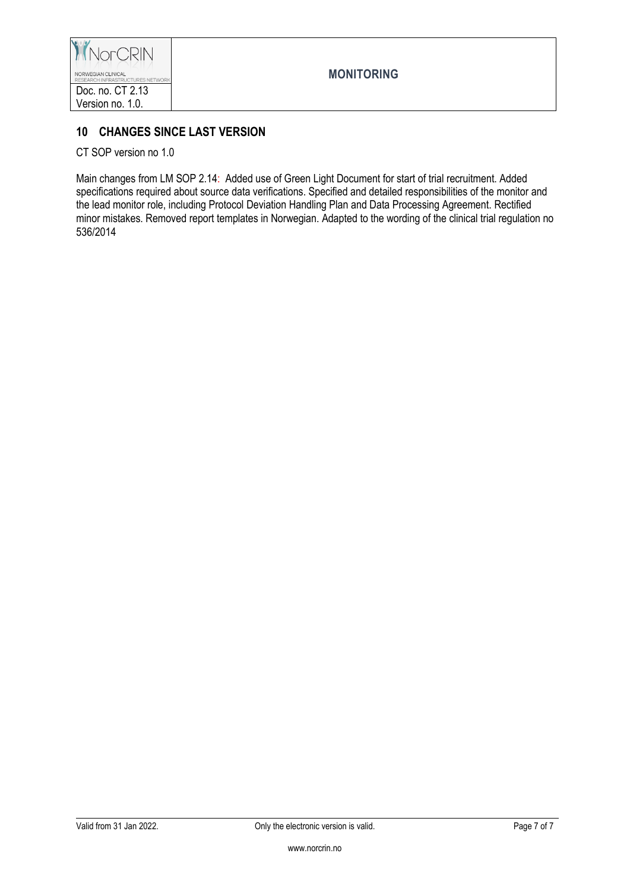## 10 CHANGES SINCE LAST VERSION

CT SOP version no 1.0

Main changes from LM SOP 2.14: Added use of Green Light Document for start of trial recruitment. Added specifications required about source data verifications. Specified and detailed responsibilities of the monitor and the lead monitor role, including Protocol Deviation Handling Plan and Data Processing Agreement. Rectified minor mistakes. Removed report templates in Norwegian. Adapted to the wording of the clinical trial regulation no 536/2014